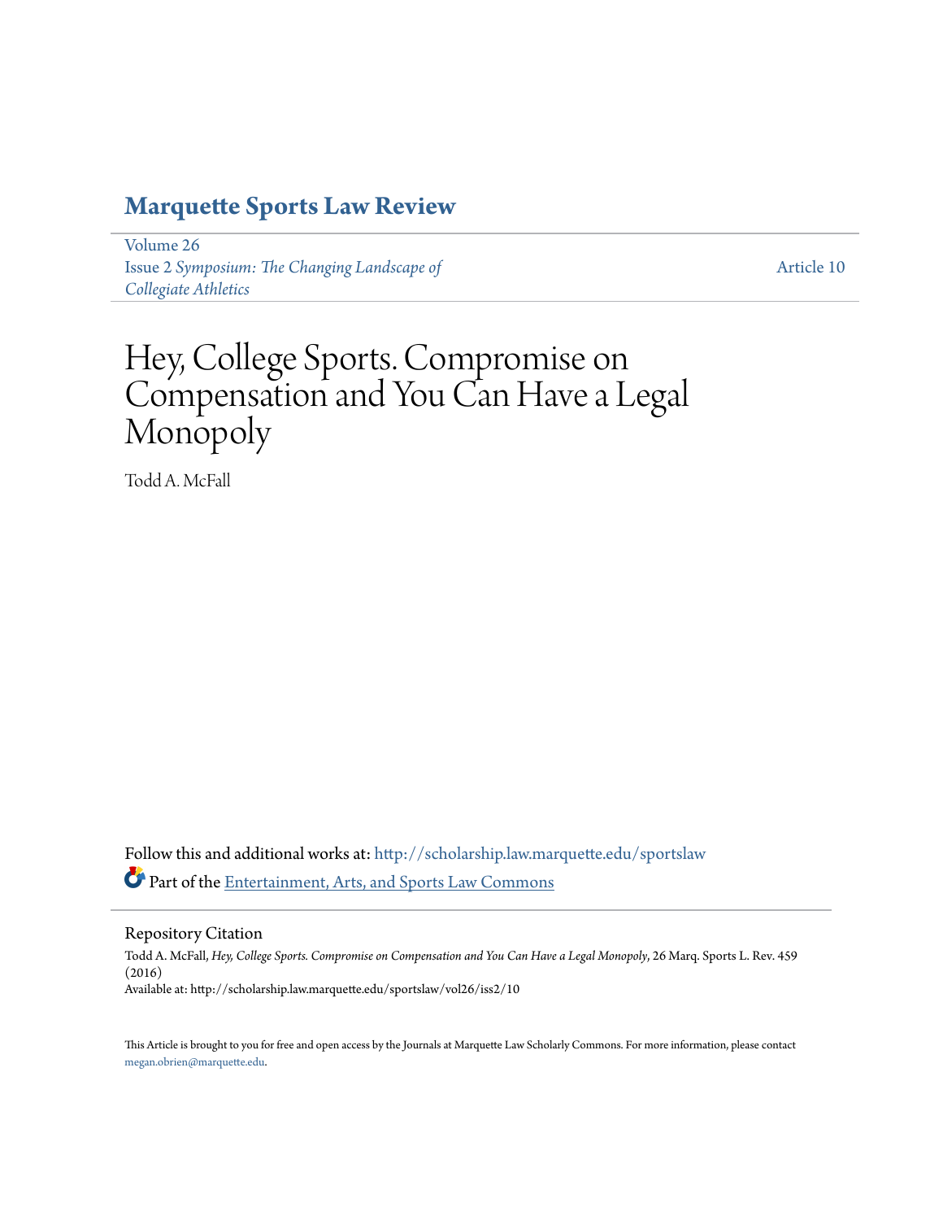# Marquette Sports Law Review

Volume 26
Issue 2 *Symposium: The Changing Landscape of Collegiate Athletics*

Article 10

# Hey, College Sports. Compromise on Compensation and You Can Have a Legal Monopoly

Todd A. McFall

Follow this and additional works at: http://scholarship.law.marquette.edu/sportslaw

Part of the Entertainment, Arts, and Sports Law Commons

## Repository Citation

Todd A. McFall, *Hey, College Sports. Compromise on Compensation and You Can Have a Legal Monopoly*, 26 Marq. Sports L. Rev. 459 (2016)
Available at: http://scholarship.law.marquette.edu/sportslaw/vol26/iss2/10

This Article is brought to you for free and open access by the Journals at Marquette Law Scholarly Commons. For more information, please contact megan.obrien@marquette.edu.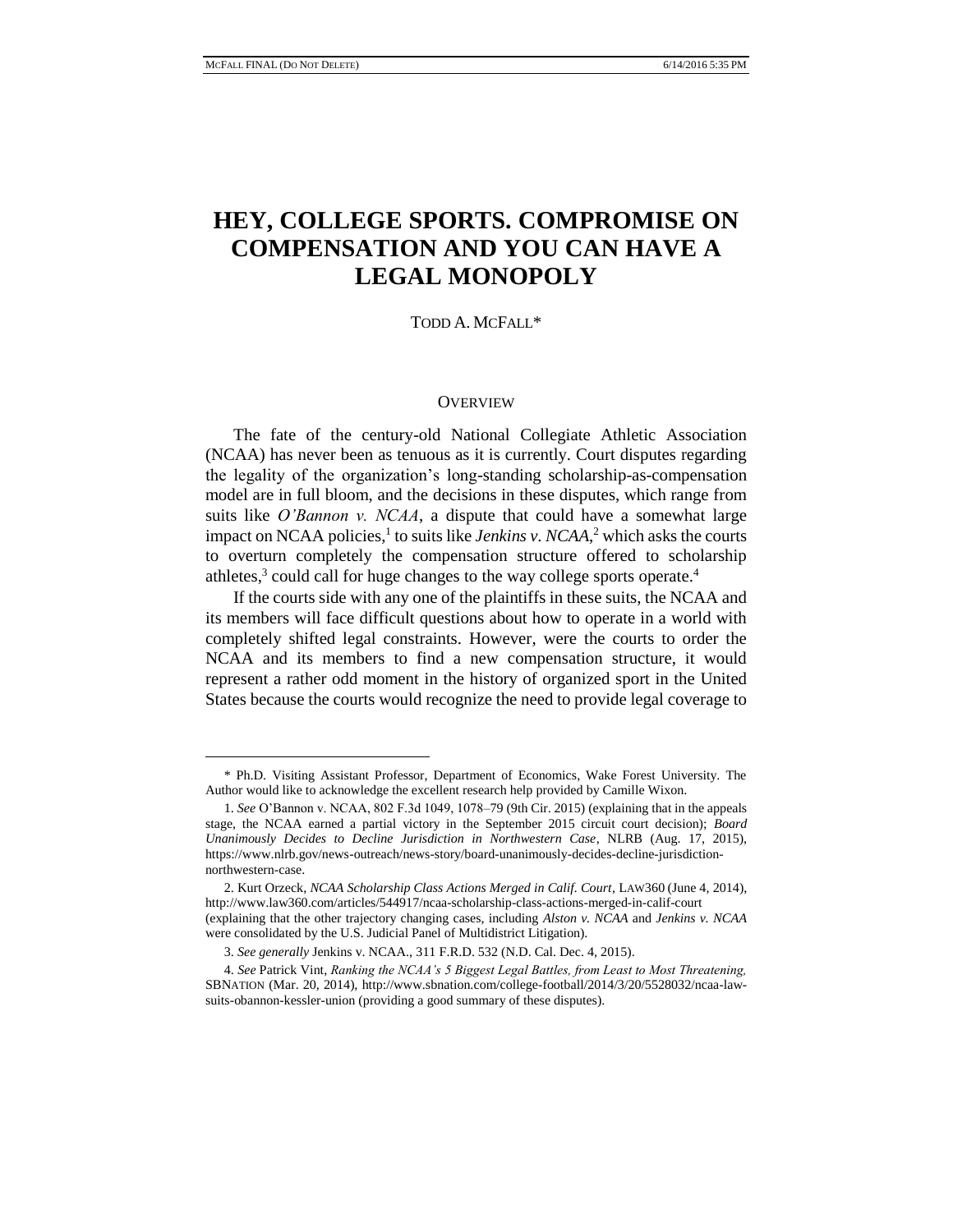# HEY, COLLEGE SPORTS. COMPROMISE ON COMPENSATION AND YOU CAN HAVE A LEGAL MONOPOLY

TODD A. MCFALL*

## OVERVIEW

The fate of the century-old National Collegiate Athletic Association (NCAA) has never been as tenuous as it is currently. Court disputes regarding the legality of the organization's long-standing scholarship-as-compensation model are in full bloom, and the decisions in these disputes, which range from suits like *O'Bannon v. NCAA*, a dispute that could have a somewhat large impact on NCAA policies,[1] to suits like *Jenkins v. NCAA*,[2] which asks the courts to overturn completely the compensation structure offered to scholarship athletes,[3] could call for huge changes to the way college sports operate.[4]

If the courts side with any one of the plaintiffs in these suits, the NCAA and its members will face difficult questions about how to operate in a world with completely shifted legal constraints. However, were the courts to order the NCAA and its members to find a new compensation structure, it would represent a rather odd moment in the history of organized sport in the United States because the courts would recognize the need to provide legal coverage to

---

\* Ph.D. Visiting Assistant Professor, Department of Economics, Wake Forest University. The Author would like to acknowledge the excellent research help provided by Camille Wixon.

1. *See* O'Bannon v. NCAA, 802 F.3d 1049, 1078–79 (9th Cir. 2015) (explaining that in the appeals stage, the NCAA earned a partial victory in the September 2015 circuit court decision); *Board Unanimously Decides to Decline Jurisdiction in Northwestern Case*, NLRB (Aug. 17, 2015), https://www.nlrb.gov/news-outreach/news-story/board-unanimously-decides-decline-jurisdiction-northwestern-case.

2. Kurt Orzeck, *NCAA Scholarship Class Actions Merged in Calif. Court*, LAW360 (June 4, 2014), http://www.law360.com/articles/544917/ncaa-scholarship-class-actions-merged-in-calif-court (explaining that the other trajectory changing cases, including *Alston v. NCAA* and *Jenkins v. NCAA* were consolidated by the U.S. Judicial Panel of Multidistrict Litigation).

3. *See generally* Jenkins v. NCAA., 311 F.R.D. 532 (N.D. Cal. Dec. 4, 2015).

4. *See* Patrick Vint, *Ranking the NCAA's 5 Biggest Legal Battles, from Least to Most Threatening,* SBNATION (Mar. 20, 2014), http://www.sbnation.com/college-football/2014/3/20/5528032/ncaa-law-suits-obannon-kessler-union (providing a good summary of these disputes).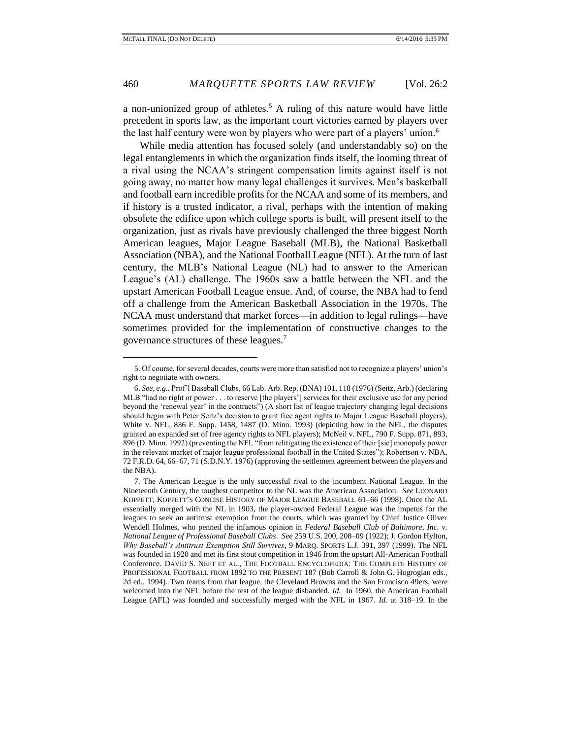a non-unionized group of athletes.[5] A ruling of this nature would have little precedent in sports law, as the important court victories earned by players over the last half century were won by players who were part of a players' union.[6]

While media attention has focused solely (and understandably so) on the legal entanglements in which the organization finds itself, the looming threat of a rival using the NCAA's stringent compensation limits against itself is not going away, no matter how many legal challenges it survives. Men's basketball and football earn incredible profits for the NCAA and some of its members, and if history is a trusted indicator, a rival, perhaps with the intention of making obsolete the edifice upon which college sports is built, will present itself to the organization, just as rivals have previously challenged the three biggest North American leagues, Major League Baseball (MLB), the National Basketball Association (NBA), and the National Football League (NFL). At the turn of last century, the MLB's National League (NL) had to answer to the American League's (AL) challenge. The 1960s saw a battle between the NFL and the upstart American Football League ensue. And, of course, the NBA had to fend off a challenge from the American Basketball Association in the 1970s. The NCAA must understand that market forces—in addition to legal rulings—have sometimes provided for the implementation of constructive changes to the governance structures of these leagues.[7]

---

5. Of course, for several decades, courts were more than satisfied not to recognize a players' union's right to negotiate with owners.

6. *See, e.g.*, Prof'l Baseball Clubs, 66 Lab. Arb. Rep. (BNA) 101, 118 (1976) (Seitz, Arb.) (declaring MLB "had no right or power . . . to reserve [the players'] services for their exclusive use for any period beyond the 'renewal year' in the contracts") (A short list of league trajectory changing legal decisions should begin with Peter Seitz's decision to grant free agent rights to Major League Baseball players); White v. NFL, 836 F. Supp. 1458, 1487 (D. Minn. 1993) (depicting how in the NFL, the disputes granted an expanded set of free agency rights to NFL players); McNeil v. NFL, 790 F. Supp. 871, 893, 896 (D. Minn. 1992) (preventing the NFL "from relitigating the existence of their [sic] monopoly power in the relevant market of major league professional football in the United States"); Robertson v. NBA, 72 F.R.D. 64, 66–67, 71 (S.D.N.Y. 1976) (approving the settlement agreement between the players and the NBA).

7. The American League is the only successful rival to the incumbent National League. In the Nineteenth Century, the toughest competitor to the NL was the American Association. *See* LEONARD KOPPETT, KOPPETT'S CONCISE HISTORY OF MAJOR LEAGUE BASEBALL 61–66 (1998). Once the AL essentially merged with the NL in 1903, the player-owned Federal League was the impetus for the leagues to seek an antitrust exemption from the courts, which was granted by Chief Justice Oliver Wendell Holmes, who penned the infamous opinion in *Federal Baseball Club of Baltimore, Inc. v. National League of Professional Baseball Clubs*. *See* 259 U.S. 200, 208–09 (1922); J. Gordon Hylton, *Why Baseball's Antitrust Exemption Still Survives*, 9 MARQ. SPORTS L.J. 391, 397 (1999). The NFL was founded in 1920 and met its first stout competition in 1946 from the upstart All-American Football Conference. DAVID S. NEFT ET AL., THE FOOTBALL ENCYCLOPEDIA: THE COMPLETE HISTORY OF PROFESSIONAL FOOTBALL FROM 1892 TO THE PRESENT 187 (Bob Carroll & John G. Hogrogian eds., 2d ed., 1994). Two teams from that league, the Cleveland Browns and the San Francisco 49ers, were welcomed into the NFL before the rest of the league disbanded. *Id.* In 1960, the American Football League (AFL) was founded and successfully merged with the NFL in 1967. *Id.* at 318–19. In the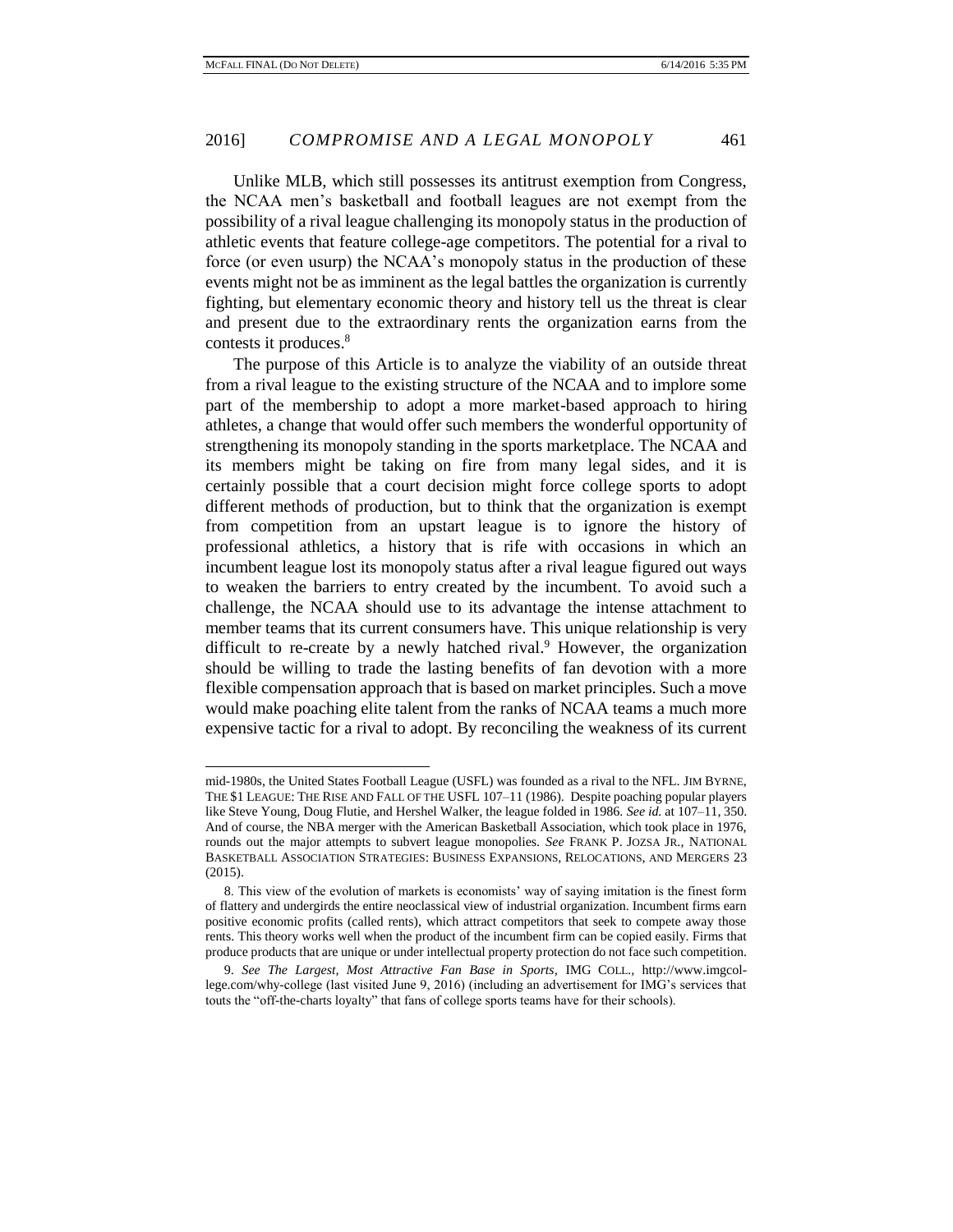Unlike MLB, which still possesses its antitrust exemption from Congress, the NCAA men's basketball and football leagues are not exempt from the possibility of a rival league challenging its monopoly status in the production of athletic events that feature college-age competitors. The potential for a rival to force (or even usurp) the NCAA's monopoly status in the production of these events might not be as imminent as the legal battles the organization is currently fighting, but elementary economic theory and history tell us the threat is clear and present due to the extraordinary rents the organization earns from the contests it produces.[8]

The purpose of this Article is to analyze the viability of an outside threat from a rival league to the existing structure of the NCAA and to implore some part of the membership to adopt a more market-based approach to hiring athletes, a change that would offer such members the wonderful opportunity of strengthening its monopoly standing in the sports marketplace. The NCAA and its members might be taking on fire from many legal sides, and it is certainly possible that a court decision might force college sports to adopt different methods of production, but to think that the organization is exempt from competition from an upstart league is to ignore the history of professional athletics, a history that is rife with occasions in which an incumbent league lost its monopoly status after a rival league figured out ways to weaken the barriers to entry created by the incumbent. To avoid such a challenge, the NCAA should use to its advantage the intense attachment to member teams that its current consumers have. This unique relationship is very difficult to re-create by a newly hatched rival.[9] However, the organization should be willing to trade the lasting benefits of fan devotion with a more flexible compensation approach that is based on market principles. Such a move would make poaching elite talent from the ranks of NCAA teams a much more expensive tactic for a rival to adopt. By reconciling the weakness of its current

---

mid-1980s, the United States Football League (USFL) was founded as a rival to the NFL. JIM BYRNE, THE $1 LEAGUE: THE RISE AND FALL OF THE USFL 107–11 (1986). Despite poaching popular players like Steve Young, Doug Flutie, and Hershel Walker, the league folded in 1986. *See id.* at 107–11, 350. And of course, the NBA merger with the American Basketball Association, which took place in 1976, rounds out the major attempts to subvert league monopolies. *See* FRANK P. JOZSA JR., NATIONAL BASKETBALL ASSOCIATION STRATEGIES: BUSINESS EXPANSIONS, RELOCATIONS, AND MERGERS 23 (2015).

8. This view of the evolution of markets is economists' way of saying imitation is the finest form of flattery and undergirds the entire neoclassical view of industrial organization. Incumbent firms earn positive economic profits (called rents), which attract competitors that seek to compete away those rents. This theory works well when the product of the incumbent firm can be copied easily. Firms that produce products that are unique or under intellectual property protection do not face such competition.

9. *See The Largest, Most Attractive Fan Base in Sports*, IMG COLL., http://www.imgcollege.com/why-college (last visited June 9, 2016) (including an advertisement for IMG's services that touts the "off-the-charts loyalty" that fans of college sports teams have for their schools).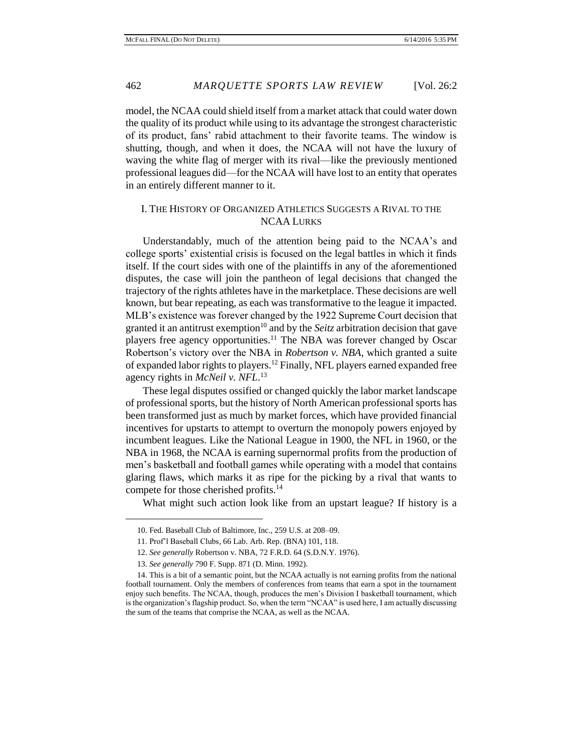model, the NCAA could shield itself from a market attack that could water down the quality of its product while using to its advantage the strongest characteristic of its product, fans' rabid attachment to their favorite teams. The window is shutting, though, and when it does, the NCAA will not have the luxury of waving the white flag of merger with its rival—like the previously mentioned professional leagues did—for the NCAA will have lost to an entity that operates in an entirely different manner to it.

## I. The History of Organized Athletics Suggests a Rival to the NCAA Lurks

Understandably, much of the attention being paid to the NCAA's and college sports' existential crisis is focused on the legal battles in which it finds itself. If the court sides with one of the plaintiffs in any of the aforementioned disputes, the case will join the pantheon of legal decisions that changed the trajectory of the rights athletes have in the marketplace. These decisions are well known, but bear repeating, as each was transformative to the league it impacted. MLB's existence was forever changed by the 1922 Supreme Court decision that granted it an antitrust exemption[10] and by the *Seitz* arbitration decision that gave players free agency opportunities.[11] The NBA was forever changed by Oscar Robertson's victory over the NBA in *Robertson v. NBA*, which granted a suite of expanded labor rights to players.[12] Finally, NFL players earned expanded free agency rights in *McNeil v. NFL*.[13]

These legal disputes ossified or changed quickly the labor market landscape of professional sports, but the history of North American professional sports has been transformed just as much by market forces, which have provided financial incentives for upstarts to attempt to overturn the monopoly powers enjoyed by incumbent leagues. Like the National League in 1900, the NFL in 1960, or the NBA in 1968, the NCAA is earning supernormal profits from the production of men's basketball and football games while operating with a model that contains glaring flaws, which marks it as ripe for the picking by a rival that wants to compete for those cherished profits.[14]

What might such action look like from an upstart league? If history is a

---

10. Fed. Baseball Club of Baltimore, Inc., 259 U.S. at 208–09.

11. Prof'l Baseball Clubs, 66 Lab. Arb. Rep. (BNA) 101, 118.

12. *See generally* Robertson v. NBA, 72 F.R.D. 64 (S.D.N.Y. 1976).

13. *See generally* 790 F. Supp. 871 (D. Minn. 1992).

14. This is a bit of a semantic point, but the NCAA actually is not earning profits from the national football tournament. Only the members of conferences from teams that earn a spot in the tournament enjoy such benefits. The NCAA, though, produces the men's Division I basketball tournament, which is the organization's flagship product. So, when the term "NCAA" is used here, I am actually discussing the sum of the teams that comprise the NCAA, as well as the NCAA.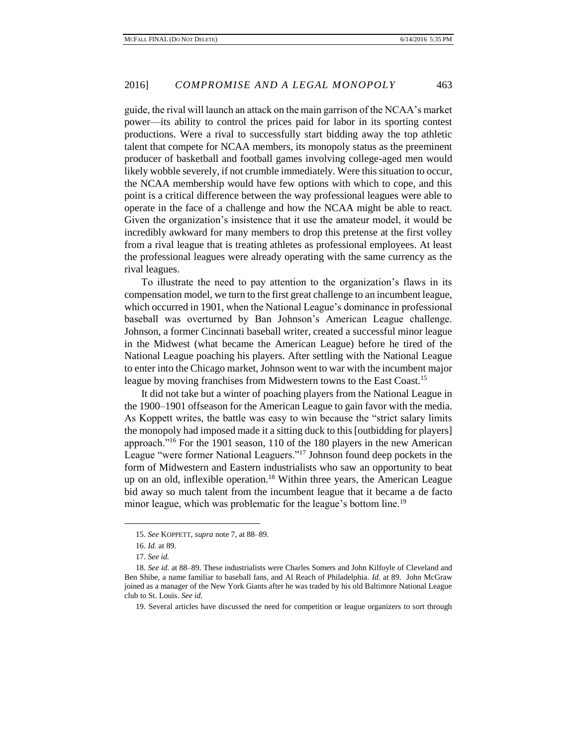guide, the rival will launch an attack on the main garrison of the NCAA's market power—its ability to control the prices paid for labor in its sporting contest productions. Were a rival to successfully start bidding away the top athletic talent that compete for NCAA members, its monopoly status as the preeminent producer of basketball and football games involving college-aged men would likely wobble severely, if not crumble immediately. Were this situation to occur, the NCAA membership would have few options with which to cope, and this point is a critical difference between the way professional leagues were able to operate in the face of a challenge and how the NCAA might be able to react. Given the organization's insistence that it use the amateur model, it would be incredibly awkward for many members to drop this pretense at the first volley from a rival league that is treating athletes as professional employees. At least the professional leagues were already operating with the same currency as the rival leagues.

To illustrate the need to pay attention to the organization's flaws in its compensation model, we turn to the first great challenge to an incumbent league, which occurred in 1901, when the National League's dominance in professional baseball was overturned by Ban Johnson's American League challenge. Johnson, a former Cincinnati baseball writer, created a successful minor league in the Midwest (what became the American League) before he tired of the National League poaching his players. After settling with the National League to enter into the Chicago market, Johnson went to war with the incumbent major league by moving franchises from Midwestern towns to the East Coast.[15]

It did not take but a winter of poaching players from the National League in the 1900–1901 offseason for the American League to gain favor with the media. As Koppett writes, the battle was easy to win because the "strict salary limits the monopoly had imposed made it a sitting duck to this [outbidding for players] approach."[16] For the 1901 season, 110 of the 180 players in the new American League "were former National Leaguers."[17] Johnson found deep pockets in the form of Midwestern and Eastern industrialists who saw an opportunity to beat up on an old, inflexible operation.[18] Within three years, the American League bid away so much talent from the incumbent league that it became a de facto minor league, which was problematic for the league's bottom line.[19]

---

15. *See* KOPPETT, *supra* note 7, at 88–89.

16. *Id.* at 89.

17. *See id.*

18. *See id.* at 88–89. These industrialists were Charles Somers and John Kilfoyle of Cleveland and Ben Shibe, a name familiar to baseball fans, and Al Reach of Philadelphia. *Id.* at 89. John McGraw joined as a manager of the New York Giants after he was traded by his old Baltimore National League club to St. Louis. *See id.*

19. Several articles have discussed the need for competition or league organizers to sort through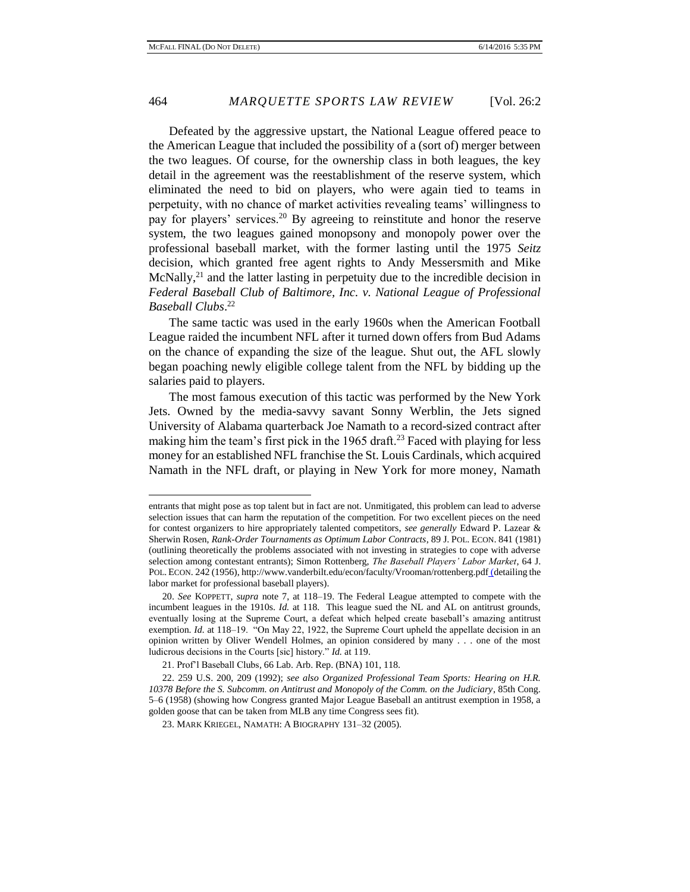Defeated by the aggressive upstart, the National League offered peace to the American League that included the possibility of a (sort of) merger between the two leagues. Of course, for the ownership class in both leagues, the key detail in the agreement was the reestablishment of the reserve system, which eliminated the need to bid on players, who were again tied to teams in perpetuity, with no chance of market activities revealing teams' willingness to pay for players' services.[20] By agreeing to reinstitute and honor the reserve system, the two leagues gained monopsony and monopoly power over the professional baseball market, with the former lasting until the 1975 *Seitz* decision, which granted free agent rights to Andy Messersmith and Mike McNally,[21] and the latter lasting in perpetuity due to the incredible decision in *Federal Baseball Club of Baltimore, Inc. v. National League of Professional Baseball Clubs*.[22]

The same tactic was used in the early 1960s when the American Football League raided the incumbent NFL after it turned down offers from Bud Adams on the chance of expanding the size of the league. Shut out, the AFL slowly began poaching newly eligible college talent from the NFL by bidding up the salaries paid to players.

The most famous execution of this tactic was performed by the New York Jets. Owned by the media-savvy savant Sonny Werblin, the Jets signed University of Alabama quarterback Joe Namath to a record-sized contract after making him the team's first pick in the 1965 draft.[23] Faced with playing for less money for an established NFL franchise the St. Louis Cardinals, which acquired Namath in the NFL draft, or playing in New York for more money, Namath

---

entrants that might pose as top talent but in fact are not. Unmitigated, this problem can lead to adverse selection issues that can harm the reputation of the competition. For two excellent pieces on the need for contest organizers to hire appropriately talented competitors, *see generally* Edward P. Lazear & Sherwin Rosen, *Rank-Order Tournaments as Optimum Labor Contracts*, 89 J. POL. ECON. 841 (1981) (outlining theoretically the problems associated with not investing in strategies to cope with adverse selection among contestant entrants); Simon Rottenberg, *The Baseball Players' Labor Market*, 64 J. POL. ECON. 242 (1956), http://www.vanderbilt.edu/econ/faculty/Vrooman/rottenberg.pdf (detailing the labor market for professional baseball players).

20. *See* KOPPETT, *supra* note 7, at 118–19. The Federal League attempted to compete with the incumbent leagues in the 1910s. *Id.* at 118. This league sued the NL and AL on antitrust grounds, eventually losing at the Supreme Court, a defeat which helped create baseball's amazing antitrust exemption. *Id.* at 118–19. "On May 22, 1922, the Supreme Court upheld the appellate decision in an opinion written by Oliver Wendell Holmes, an opinion considered by many . . . one of the most ludicrous decisions in the Courts [sic] history." *Id.* at 119.

21. Prof'l Baseball Clubs, 66 Lab. Arb. Rep. (BNA) 101, 118.

22. 259 U.S. 200, 209 (1992); *see also Organized Professional Team Sports: Hearing on H.R. 10378 Before the S. Subcomm. on Antitrust and Monopoly of the Comm. on the Judiciary*, 85th Cong. 5–6 (1958) (showing how Congress granted Major League Baseball an antitrust exemption in 1958, a golden goose that can be taken from MLB any time Congress sees fit).

23. MARK KRIEGEL, NAMATH: A BIOGRAPHY 131–32 (2005).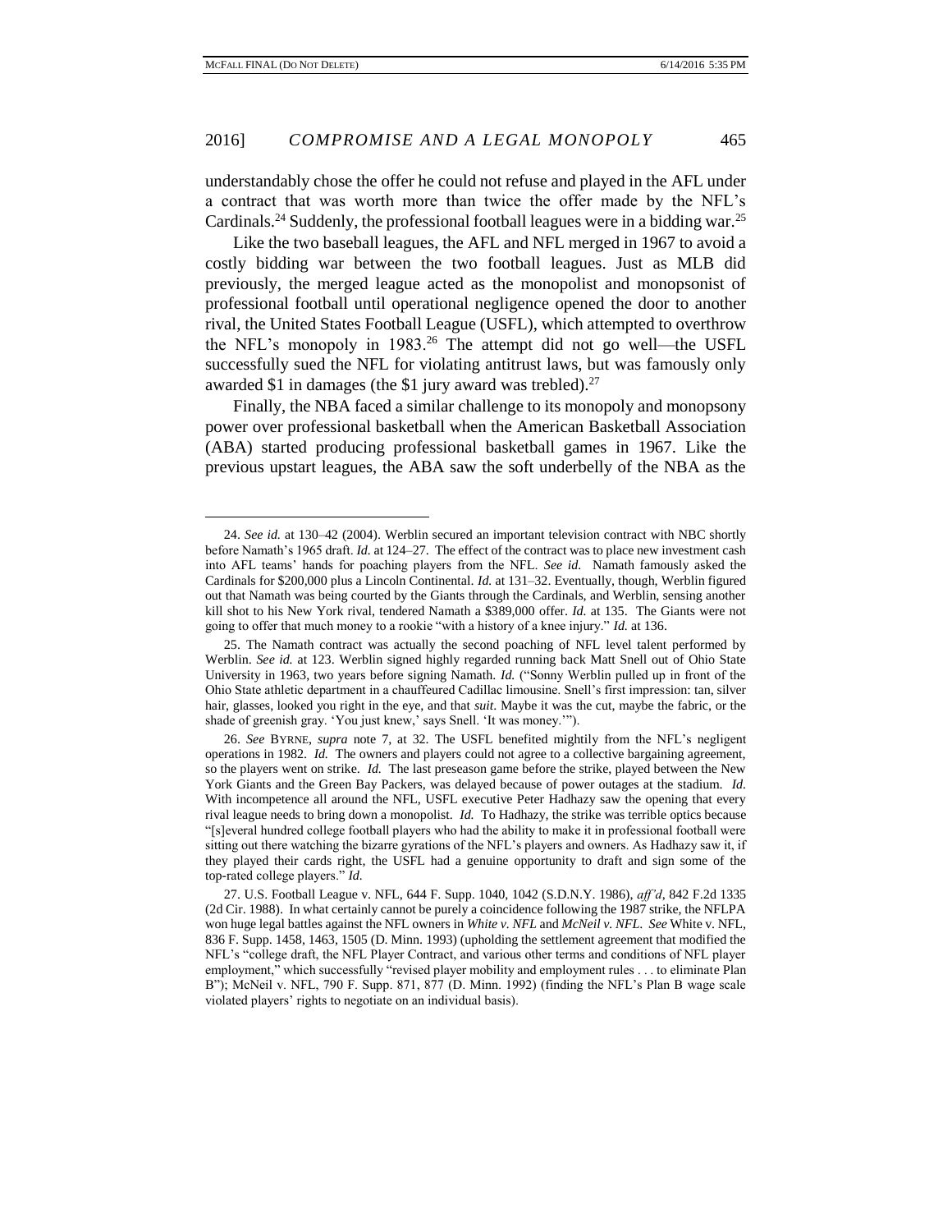understandably chose the offer he could not refuse and played in the AFL under a contract that was worth more than twice the offer made by the NFL's Cardinals.[24] Suddenly, the professional football leagues were in a bidding war.[25]

Like the two baseball leagues, the AFL and NFL merged in 1967 to avoid a costly bidding war between the two football leagues. Just as MLB did previously, the merged league acted as the monopolist and monopsonist of professional football until operational negligence opened the door to another rival, the United States Football League (USFL), which attempted to overthrow the NFL's monopoly in 1983.[26] The attempt did not go well—the USFL successfully sued the NFL for violating antitrust laws, but was famously only awarded $1 in damages (the $1 jury award was trebled).[27]

Finally, the NBA faced a similar challenge to its monopoly and monopsony power over professional basketball when the American Basketball Association (ABA) started producing professional basketball games in 1967. Like the previous upstart leagues, the ABA saw the soft underbelly of the NBA as the

---

24. *See id.* at 130–42 (2004). Werblin secured an important television contract with NBC shortly before Namath's 1965 draft. *Id.* at 124–27. The effect of the contract was to place new investment cash into AFL teams' hands for poaching players from the NFL. *See id.* Namath famously asked the Cardinals for $200,000 plus a Lincoln Continental. *Id.* at 131–32. Eventually, though, Werblin figured out that Namath was being courted by the Giants through the Cardinals, and Werblin, sensing another kill shot to his New York rival, tendered Namath a $389,000 offer. *Id.* at 135. The Giants were not going to offer that much money to a rookie "with a history of a knee injury." *Id.* at 136.

25. The Namath contract was actually the second poaching of NFL level talent performed by Werblin. *See id.* at 123. Werblin signed highly regarded running back Matt Snell out of Ohio State University in 1963, two years before signing Namath. *Id.* ("Sonny Werblin pulled up in front of the Ohio State athletic department in a chauffeured Cadillac limousine. Snell's first impression: tan, silver hair, glasses, looked you right in the eye, and that *suit*. Maybe it was the cut, maybe the fabric, or the shade of greenish gray. 'You just knew,' says Snell. 'It was money.'").

26. *See* BYRNE, *supra* note 7, at 32. The USFL benefited mightily from the NFL's negligent operations in 1982. *Id.* The owners and players could not agree to a collective bargaining agreement, so the players went on strike. *Id.* The last preseason game before the strike, played between the New York Giants and the Green Bay Packers, was delayed because of power outages at the stadium. *Id.* With incompetence all around the NFL, USFL executive Peter Hadhazy saw the opening that every rival league needs to bring down a monopolist. *Id.* To Hadhazy, the strike was terrible optics because "[s]everal hundred college football players who had the ability to make it in professional football were sitting out there watching the bizarre gyrations of the NFL's players and owners. As Hadhazy saw it, if they played their cards right, the USFL had a genuine opportunity to draft and sign some of the top-rated college players." *Id.*

27. U.S. Football League v. NFL, 644 F. Supp. 1040, 1042 (S.D.N.Y. 1986), *aff'd*, 842 F.2d 1335 (2d Cir. 1988). In what certainly cannot be purely a coincidence following the 1987 strike, the NFLPA won huge legal battles against the NFL owners in *White v. NFL* and *McNeil v. NFL*. *See* White v. NFL, 836 F. Supp. 1458, 1463, 1505 (D. Minn. 1993) (upholding the settlement agreement that modified the NFL's "college draft, the NFL Player Contract, and various other terms and conditions of NFL player employment," which successfully "revised player mobility and employment rules . . . to eliminate Plan B"); McNeil v. NFL, 790 F. Supp. 871, 877 (D. Minn. 1992) (finding the NFL's Plan B wage scale violated players' rights to negotiate on an individual basis).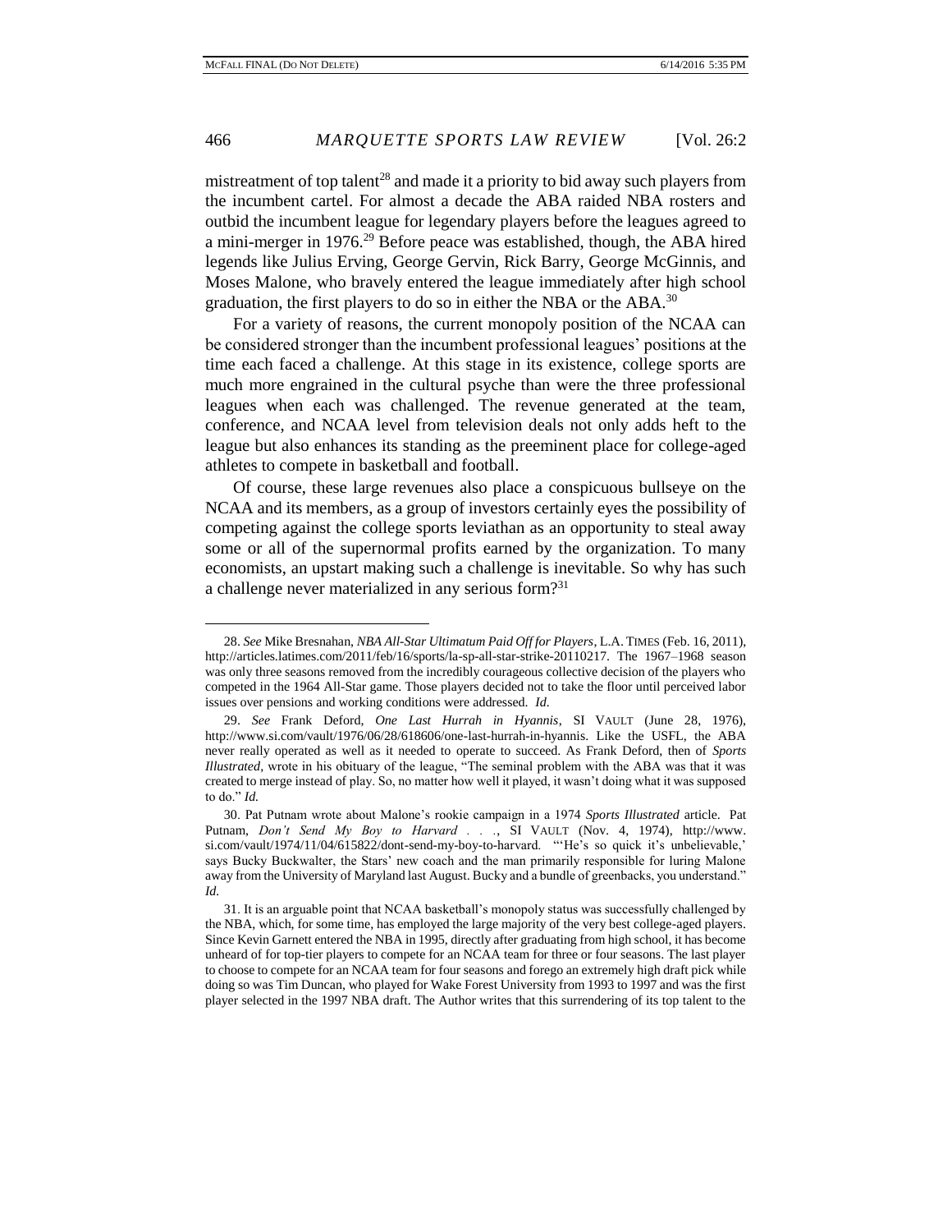mistreatment of top talent[28] and made it a priority to bid away such players from the incumbent cartel. For almost a decade the ABA raided NBA rosters and outbid the incumbent league for legendary players before the leagues agreed to a mini-merger in 1976.[29] Before peace was established, though, the ABA hired legends like Julius Erving, George Gervin, Rick Barry, George McGinnis, and Moses Malone, who bravely entered the league immediately after high school graduation, the first players to do so in either the NBA or the ABA.[30]

For a variety of reasons, the current monopoly position of the NCAA can be considered stronger than the incumbent professional leagues' positions at the time each faced a challenge. At this stage in its existence, college sports are much more engrained in the cultural psyche than were the three professional leagues when each was challenged. The revenue generated at the team, conference, and NCAA level from television deals not only adds heft to the league but also enhances its standing as the preeminent place for college-aged athletes to compete in basketball and football.

Of course, these large revenues also place a conspicuous bullseye on the NCAA and its members, as a group of investors certainly eyes the possibility of competing against the college sports leviathan as an opportunity to steal away some or all of the supernormal profits earned by the organization. To many economists, an upstart making such a challenge is inevitable. So why has such a challenge never materialized in any serious form?[31]

---

28. *See* Mike Bresnahan, *NBA All-Star Ultimatum Paid Off for Players*, L.A. TIMES (Feb. 16, 2011), http://articles.latimes.com/2011/feb/16/sports/la-sp-all-star-strike-20110217. The 1967–1968 season was only three seasons removed from the incredibly courageous collective decision of the players who competed in the 1964 All-Star game. Those players decided not to take the floor until perceived labor issues over pensions and working conditions were addressed. *Id.*

29. *See* Frank Deford, *One Last Hurrah in Hyannis*, SI VAULT (June 28, 1976), http://www.si.com/vault/1976/06/28/618606/one-last-hurrah-in-hyannis. Like the USFL, the ABA never really operated as well as it needed to operate to succeed. As Frank Deford, then of *Sports Illustrated*, wrote in his obituary of the league, "The seminal problem with the ABA was that it was created to merge instead of play. So, no matter how well it played, it wasn't doing what it was supposed to do." *Id.*

30. Pat Putnam wrote about Malone's rookie campaign in a 1974 *Sports Illustrated* article. Pat Putnam, *Don't Send My Boy to Harvard . . .*, SI VAULT (Nov. 4, 1974), http://www.si.com/vault/1974/11/04/615822/dont-send-my-boy-to-harvard. "'He's so quick it's unbelievable,' says Bucky Buckwalter, the Stars' new coach and the man primarily responsible for luring Malone away from the University of Maryland last August. Bucky and a bundle of greenbacks, you understand." *Id.*

31. It is an arguable point that NCAA basketball's monopoly status was successfully challenged by the NBA, which, for some time, has employed the large majority of the very best college-aged players. Since Kevin Garnett entered the NBA in 1995, directly after graduating from high school, it has become unheard of for top-tier players to compete for an NCAA team for three or four seasons. The last player to choose to compete for an NCAA team for four seasons and forego an extremely high draft pick while doing so was Tim Duncan, who played for Wake Forest University from 1993 to 1997 and was the first player selected in the 1997 NBA draft. The Author writes that this surrendering of its top talent to the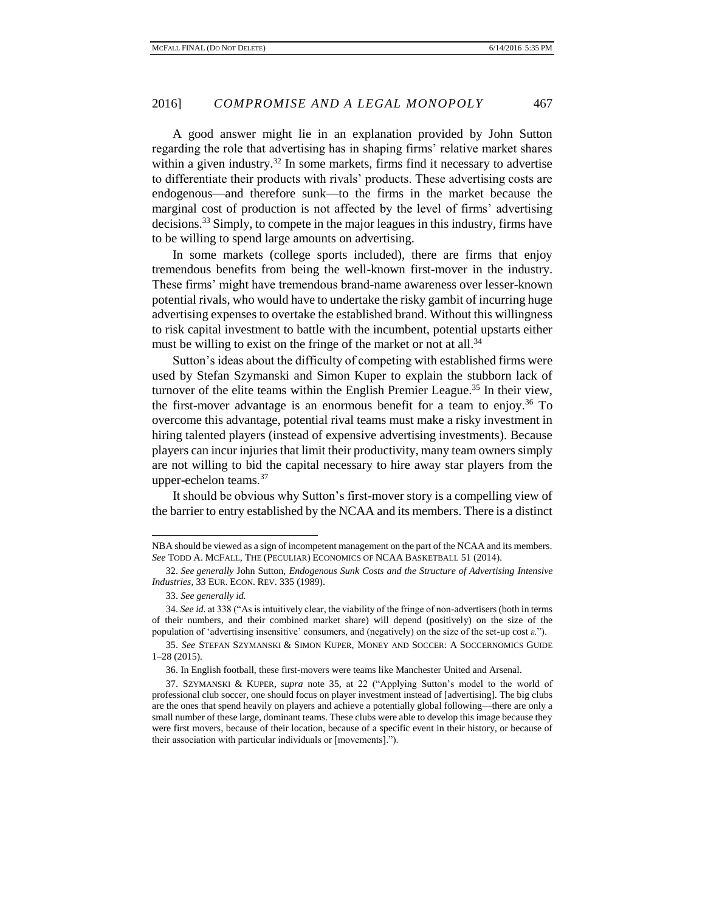A good answer might lie in an explanation provided by John Sutton regarding the role that advertising has in shaping firms' relative market shares within a given industry.[32] In some markets, firms find it necessary to advertise to differentiate their products with rivals' products. These advertising costs are endogenous—and therefore sunk—to the firms in the market because the marginal cost of production is not affected by the level of firms' advertising decisions.[33] Simply, to compete in the major leagues in this industry, firms have to be willing to spend large amounts on advertising.

In some markets (college sports included), there are firms that enjoy tremendous benefits from being the well-known first-mover in the industry. These firms' might have tremendous brand-name awareness over lesser-known potential rivals, who would have to undertake the risky gambit of incurring huge advertising expenses to overtake the established brand. Without this willingness to risk capital investment to battle with the incumbent, potential upstarts either must be willing to exist on the fringe of the market or not at all.[34]

Sutton's ideas about the difficulty of competing with established firms were used by Stefan Szymanski and Simon Kuper to explain the stubborn lack of turnover of the elite teams within the English Premier League.[35] In their view, the first-mover advantage is an enormous benefit for a team to enjoy.[36] To overcome this advantage, potential rival teams must make a risky investment in hiring talented players (instead of expensive advertising investments). Because players can incur injuries that limit their productivity, many team owners simply are not willing to bid the capital necessary to hire away star players from the upper-echelon teams.[37]

It should be obvious why Sutton's first-mover story is a compelling view of the barrier to entry established by the NCAA and its members. There is a distinct

---

NBA should be viewed as a sign of incompetent management on the part of the NCAA and its members. *See* TODD A. MCFALL, THE (PECULIAR) ECONOMICS OF NCAA BASKETBALL 51 (2014).

32. *See generally* John Sutton, *Endogenous Sunk Costs and the Structure of Advertising Intensive Industries*, 33 EUR. ECON. REV. 335 (1989).

33. *See generally id.*

34. *See id.* at 338 ("As is intuitively clear, the viability of the fringe of non-advertisers (both in terms of their numbers, and their combined market share) will depend (positively) on the size of the population of 'advertising insensitive' consumers, and (negatively) on the size of the set-up cost $\varepsilon$.").

35. *See* STEFAN SZYMANSKI & SIMON KUPER, MONEY AND SOCCER: A SOCCERNOMICS GUIDE 1–28 (2015).

36. In English football, these first-movers were teams like Manchester United and Arsenal.

37. SZYMANSKI & KUPER, *supra* note 35, at 22 ("Applying Sutton's model to the world of professional club soccer, one should focus on player investment instead of [advertising]. The big clubs are the ones that spend heavily on players and achieve a potentially global following—there are only a small number of these large, dominant teams. These clubs were able to develop this image because they were first movers, because of their location, because of a specific event in their history, or because of their association with particular individuals or [movements].").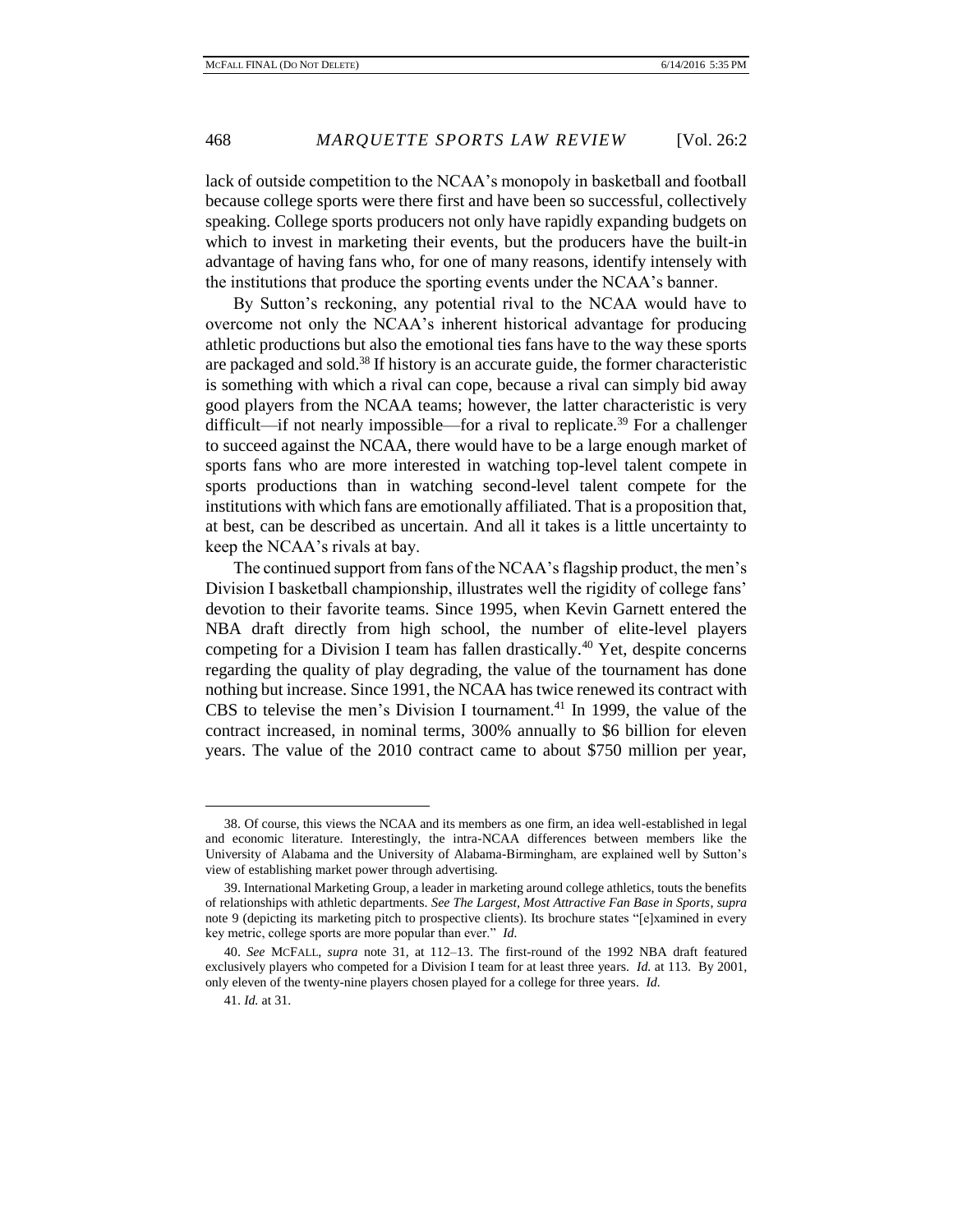lack of outside competition to the NCAA's monopoly in basketball and football because college sports were there first and have been so successful, collectively speaking. College sports producers not only have rapidly expanding budgets on which to invest in marketing their events, but the producers have the built-in advantage of having fans who, for one of many reasons, identify intensely with the institutions that produce the sporting events under the NCAA's banner.

By Sutton's reckoning, any potential rival to the NCAA would have to overcome not only the NCAA's inherent historical advantage for producing athletic productions but also the emotional ties fans have to the way these sports are packaged and sold.[38] If history is an accurate guide, the former characteristic is something with which a rival can cope, because a rival can simply bid away good players from the NCAA teams; however, the latter characteristic is very difficult—if not nearly impossible—for a rival to replicate.[39] For a challenger to succeed against the NCAA, there would have to be a large enough market of sports fans who are more interested in watching top-level talent compete in sports productions than in watching second-level talent compete for the institutions with which fans are emotionally affiliated. That is a proposition that, at best, can be described as uncertain. And all it takes is a little uncertainty to keep the NCAA's rivals at bay.

The continued support from fans of the NCAA's flagship product, the men's Division I basketball championship, illustrates well the rigidity of college fans' devotion to their favorite teams. Since 1995, when Kevin Garnett entered the NBA draft directly from high school, the number of elite-level players competing for a Division I team has fallen drastically.[40] Yet, despite concerns regarding the quality of play degrading, the value of the tournament has done nothing but increase. Since 1991, the NCAA has twice renewed its contract with CBS to televise the men's Division I tournament.[41] In 1999, the value of the contract increased, in nominal terms, 300% annually to $6 billion for eleven years. The value of the 2010 contract came to about $750 million per year,

38. Of course, this views the NCAA and its members as one firm, an idea well-established in legal and economic literature. Interestingly, the intra-NCAA differences between members like the University of Alabama and the University of Alabama-Birmingham, are explained well by Sutton's view of establishing market power through advertising.

39. International Marketing Group, a leader in marketing around college athletics, touts the benefits of relationships with athletic departments. *See The Largest, Most Attractive Fan Base in Sports*, *supra* note 9 (depicting its marketing pitch to prospective clients). Its brochure states "[e]xamined in every key metric, college sports are more popular than ever." *Id.*

40. *See* MCFALL, *supra* note 31, at 112–13. The first-round of the 1992 NBA draft featured exclusively players who competed for a Division I team for at least three years. *Id.* at 113. By 2001, only eleven of the twenty-nine players chosen played for a college for three years. *Id.*

41. *Id.* at 31.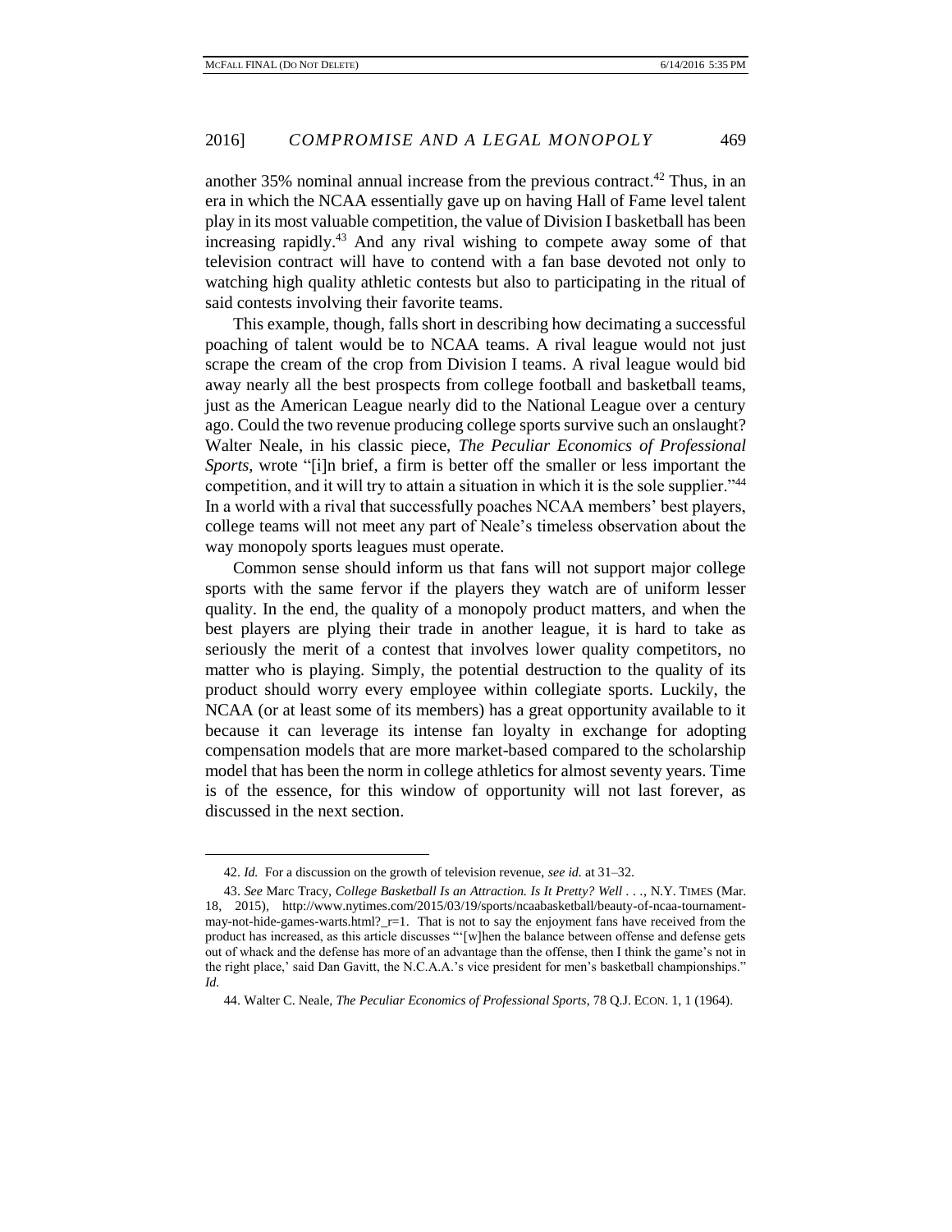another 35% nominal annual increase from the previous contract.[42] Thus, in an era in which the NCAA essentially gave up on having Hall of Fame level talent play in its most valuable competition, the value of Division I basketball has been increasing rapidly.[43] And any rival wishing to compete away some of that television contract will have to contend with a fan base devoted not only to watching high quality athletic contests but also to participating in the ritual of said contests involving their favorite teams.

This example, though, falls short in describing how decimating a successful poaching of talent would be to NCAA teams. A rival league would not just scrape the cream of the crop from Division I teams. A rival league would bid away nearly all the best prospects from college football and basketball teams, just as the American League nearly did to the National League over a century ago. Could the two revenue producing college sports survive such an onslaught? Walter Neale, in his classic piece, *The Peculiar Economics of Professional Sports*, wrote "[i]n brief, a firm is better off the smaller or less important the competition, and it will try to attain a situation in which it is the sole supplier."[44] In a world with a rival that successfully poaches NCAA members' best players, college teams will not meet any part of Neale's timeless observation about the way monopoly sports leagues must operate.

Common sense should inform us that fans will not support major college sports with the same fervor if the players they watch are of uniform lesser quality. In the end, the quality of a monopoly product matters, and when the best players are plying their trade in another league, it is hard to take as seriously the merit of a contest that involves lower quality competitors, no matter who is playing. Simply, the potential destruction to the quality of its product should worry every employee within collegiate sports. Luckily, the NCAA (or at least some of its members) has a great opportunity available to it because it can leverage its intense fan loyalty in exchange for adopting compensation models that are more market-based compared to the scholarship model that has been the norm in college athletics for almost seventy years. Time is of the essence, for this window of opportunity will not last forever, as discussed in the next section.

---

42. *Id.* For a discussion on the growth of television revenue, *see id.* at 31–32.

43. *See* Marc Tracy, *College Basketball Is an Attraction. Is It Pretty? Well . . .*, N.Y. TIMES (Mar. 18, 2015), http://www.nytimes.com/2015/03/19/sports/ncaabasketball/beauty-of-ncaa-tournament-may-not-hide-games-warts.html?_r=1. That is not to say the enjoyment fans have received from the product has increased, as this article discusses "'[w]hen the balance between offense and defense gets out of whack and the defense has more of an advantage than the offense, then I think the game's not in the right place,' said Dan Gavitt, the N.C.A.A.'s vice president for men's basketball championships." *Id.*

44. Walter C. Neale, *The Peculiar Economics of Professional Sports*, 78 Q.J. ECON. 1, 1 (1964).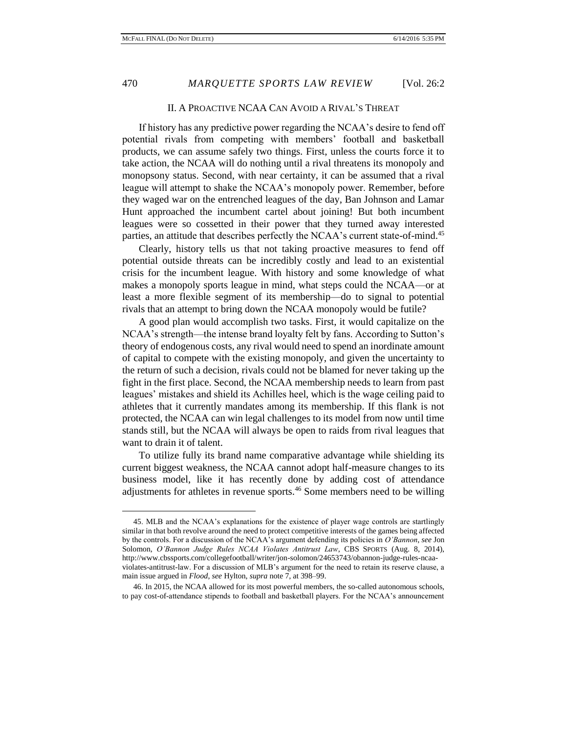## II. A PROACTIVE NCAA CAN AVOID A RIVAL'S THREAT

If history has any predictive power regarding the NCAA's desire to fend off potential rivals from competing with members' football and basketball products, we can assume safely two things. First, unless the courts force it to take action, the NCAA will do nothing until a rival threatens its monopoly and monopsony status. Second, with near certainty, it can be assumed that a rival league will attempt to shake the NCAA's monopoly power. Remember, before they waged war on the entrenched leagues of the day, Ban Johnson and Lamar Hunt approached the incumbent cartel about joining! But both incumbent leagues were so cossetted in their power that they turned away interested parties, an attitude that describes perfectly the NCAA's current state-of-mind.[45]

Clearly, history tells us that not taking proactive measures to fend off potential outside threats can be incredibly costly and lead to an existential crisis for the incumbent league. With history and some knowledge of what makes a monopoly sports league in mind, what steps could the NCAA—or at least a more flexible segment of its membership—do to signal to potential rivals that an attempt to bring down the NCAA monopoly would be futile?

A good plan would accomplish two tasks. First, it would capitalize on the NCAA's strength—the intense brand loyalty felt by fans. According to Sutton's theory of endogenous costs, any rival would need to spend an inordinate amount of capital to compete with the existing monopoly, and given the uncertainty to the return of such a decision, rivals could not be blamed for never taking up the fight in the first place. Second, the NCAA membership needs to learn from past leagues' mistakes and shield its Achilles heel, which is the wage ceiling paid to athletes that it currently mandates among its membership. If this flank is not protected, the NCAA can win legal challenges to its model from now until time stands still, but the NCAA will always be open to raids from rival leagues that want to drain it of talent.

To utilize fully its brand name comparative advantage while shielding its current biggest weakness, the NCAA cannot adopt half-measure changes to its business model, like it has recently done by adding cost of attendance adjustments for athletes in revenue sports.[46] Some members need to be willing

---

45. MLB and the NCAA's explanations for the existence of player wage controls are startlingly similar in that both revolve around the need to protect competitive interests of the games being affected by the controls. For a discussion of the NCAA's argument defending its policies in *O'Bannon*, *see* Jon Solomon, *O'Bannon Judge Rules NCAA Violates Antitrust Law*, CBS SPORTS (Aug. 8, 2014), http://www.cbssports.com/collegefootball/writer/jon-solomon/24653743/obannon-judge-rules-ncaa-violates-antitrust-law. For a discussion of MLB's argument for the need to retain its reserve clause, a main issue argued in *Flood*, *see* Hylton, *supra* note 7, at 398–99.

46. In 2015, the NCAA allowed for its most powerful members, the so-called autonomous schools, to pay cost-of-attendance stipends to football and basketball players. For the NCAA's announcement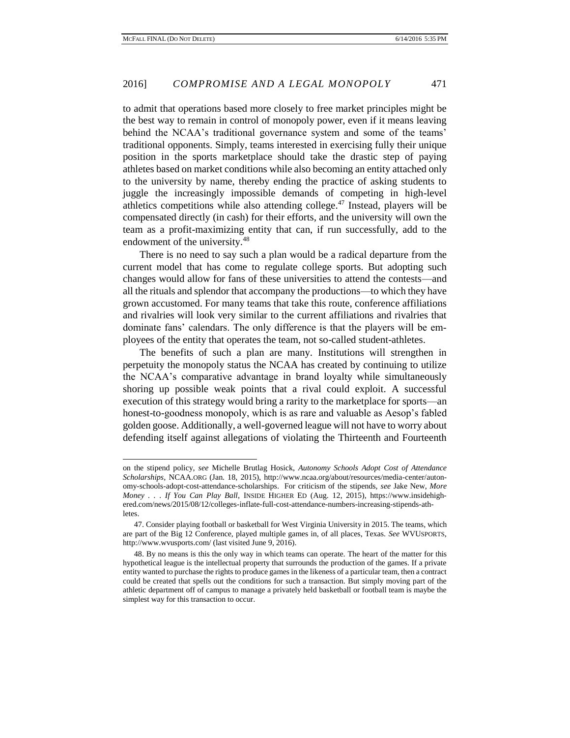to admit that operations based more closely to free market principles might be the best way to remain in control of monopoly power, even if it means leaving behind the NCAA's traditional governance system and some of the teams' traditional opponents. Simply, teams interested in exercising fully their unique position in the sports marketplace should take the drastic step of paying athletes based on market conditions while also becoming an entity attached only to the university by name, thereby ending the practice of asking students to juggle the increasingly impossible demands of competing in high-level athletics competitions while also attending college.[47] Instead, players will be compensated directly (in cash) for their efforts, and the university will own the team as a profit-maximizing entity that can, if run successfully, add to the endowment of the university.[48]

There is no need to say such a plan would be a radical departure from the current model that has come to regulate college sports. But adopting such changes would allow for fans of these universities to attend the contests—and all the rituals and splendor that accompany the productions—to which they have grown accustomed. For many teams that take this route, conference affiliations and rivalries will look very similar to the current affiliations and rivalries that dominate fans' calendars. The only difference is that the players will be employees of the entity that operates the team, not so-called student-athletes.

The benefits of such a plan are many. Institutions will strengthen in perpetuity the monopoly status the NCAA has created by continuing to utilize the NCAA's comparative advantage in brand loyalty while simultaneously shoring up possible weak points that a rival could exploit. A successful execution of this strategy would bring a rarity to the marketplace for sports—an honest-to-goodness monopoly, which is as rare and valuable as Aesop's fabled golden goose. Additionally, a well-governed league will not have to worry about defending itself against allegations of violating the Thirteenth and Fourteenth

---

on the stipend policy, *see* Michelle Brutlag Hosick, *Autonomy Schools Adopt Cost of Attendance Scholarships*, NCAA.ORG (Jan. 18, 2015), http://www.ncaa.org/about/resources/media-center/autonomy-schools-adopt-cost-attendance-scholarships. For criticism of the stipends, *see* Jake New, *More Money . . . If You Can Play Ball*, INSIDE HIGHER ED (Aug. 12, 2015), https://www.insidehighered.com/news/2015/08/12/colleges-inflate-full-cost-attendance-numbers-increasing-stipends-athletes.

47. Consider playing football or basketball for West Virginia University in 2015. The teams, which are part of the Big 12 Conference, played multiple games in, of all places, Texas. *See* WVUSPORTS, http://www.wvusports.com/ (last visited June 9, 2016).

48. By no means is this the only way in which teams can operate. The heart of the matter for this hypothetical league is the intellectual property that surrounds the production of the games. If a private entity wanted to purchase the rights to produce games in the likeness of a particular team, then a contract could be created that spells out the conditions for such a transaction. But simply moving part of the athletic department off of campus to manage a privately held basketball or football team is maybe the simplest way for this transaction to occur.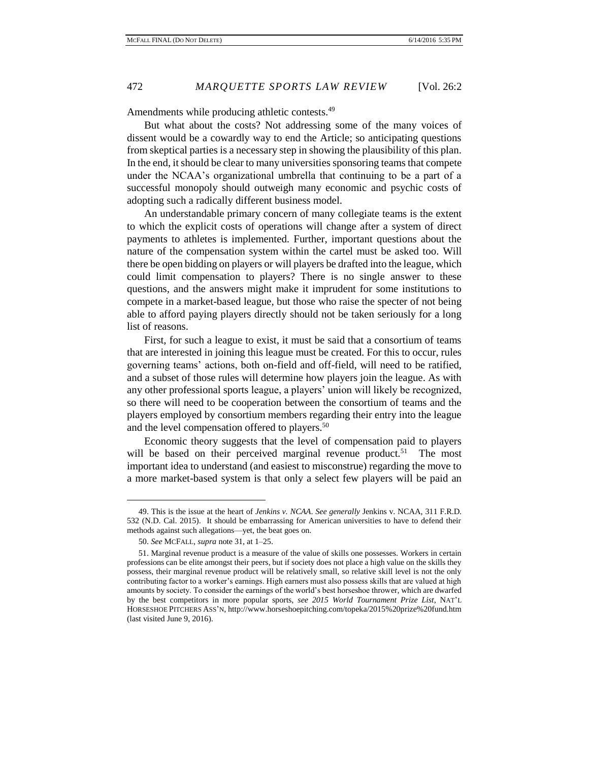Amendments while producing athletic contests.[49]

But what about the costs? Not addressing some of the many voices of dissent would be a cowardly way to end the Article; so anticipating questions from skeptical parties is a necessary step in showing the plausibility of this plan. In the end, it should be clear to many universities sponsoring teams that compete under the NCAA's organizational umbrella that continuing to be a part of a successful monopoly should outweigh many economic and psychic costs of adopting such a radically different business model.

An understandable primary concern of many collegiate teams is the extent to which the explicit costs of operations will change after a system of direct payments to athletes is implemented. Further, important questions about the nature of the compensation system within the cartel must be asked too. Will there be open bidding on players or will players be drafted into the league, which could limit compensation to players? There is no single answer to these questions, and the answers might make it imprudent for some institutions to compete in a market-based league, but those who raise the specter of not being able to afford paying players directly should not be taken seriously for a long list of reasons.

First, for such a league to exist, it must be said that a consortium of teams that are interested in joining this league must be created. For this to occur, rules governing teams' actions, both on-field and off-field, will need to be ratified, and a subset of those rules will determine how players join the league. As with any other professional sports league, a players' union will likely be recognized, so there will need to be cooperation between the consortium of teams and the players employed by consortium members regarding their entry into the league and the level compensation offered to players.[50]

Economic theory suggests that the level of compensation paid to players will be based on their perceived marginal revenue product.[51] The most important idea to understand (and easiest to misconstrue) regarding the move to a more market-based system is that only a select few players will be paid an

---

49. This is the issue at the heart of *Jenkins v. NCAA*. *See generally* Jenkins v. NCAA, 311 F.R.D. 532 (N.D. Cal. 2015). It should be embarrassing for American universities to have to defend their methods against such allegations—yet, the beat goes on.

50. *See* MCFALL, *supra* note 31, at 1–25.

51. Marginal revenue product is a measure of the value of skills one possesses. Workers in certain professions can be elite amongst their peers, but if society does not place a high value on the skills they possess, their marginal revenue product will be relatively small, so relative skill level is not the only contributing factor to a worker's earnings. High earners must also possess skills that are valued at high amounts by society. To consider the earnings of the world's best horseshoe thrower, which are dwarfed by the best competitors in more popular sports, *see 2015 World Tournament Prize List*, NAT'L HORSESHOE PITCHERS ASS'N, http://www.horseshoepitching.com/topeka/2015%20prize%20fund.htm (last visited June 9, 2016).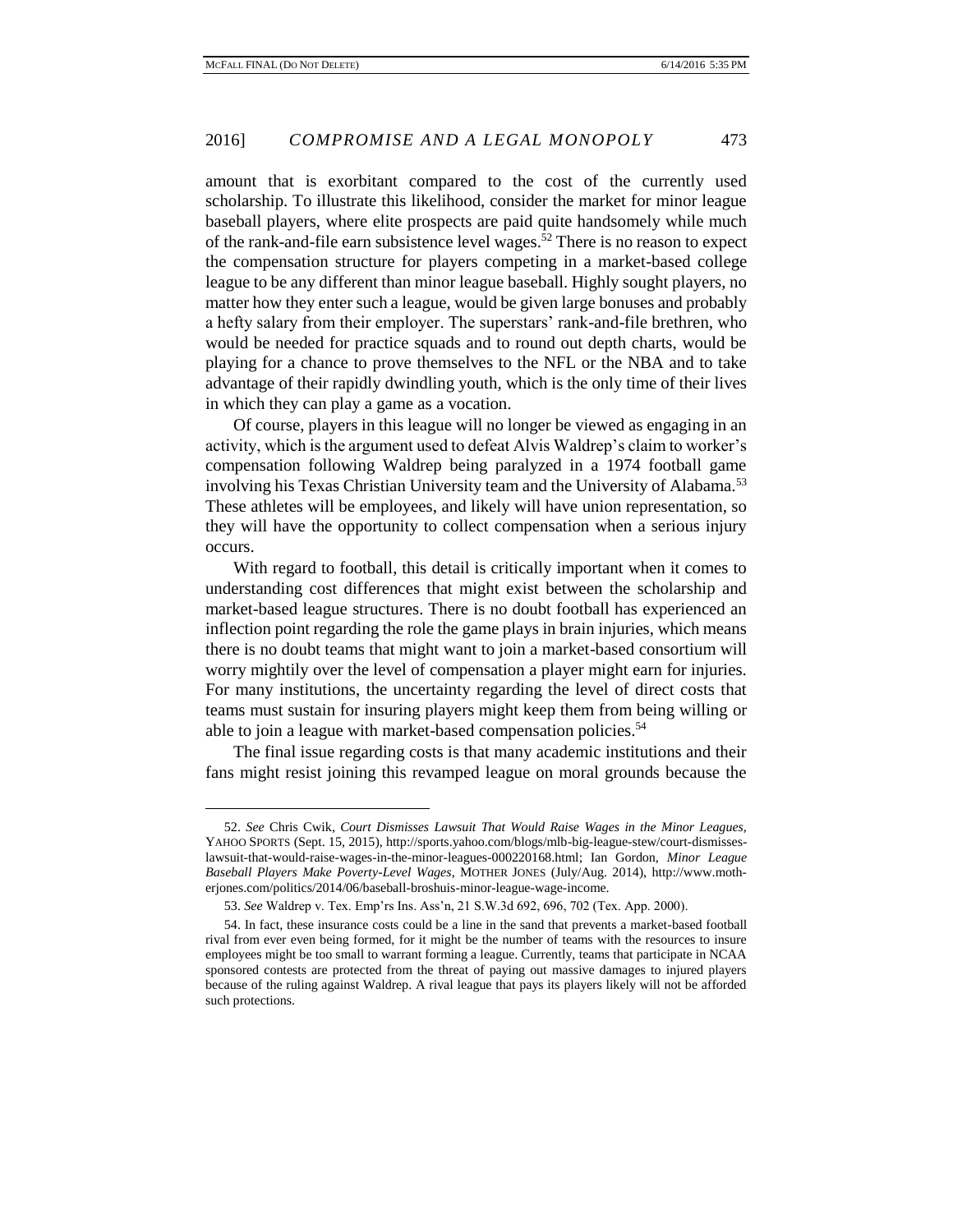amount that is exorbitant compared to the cost of the currently used scholarship. To illustrate this likelihood, consider the market for minor league baseball players, where elite prospects are paid quite handsomely while much of the rank-and-file earn subsistence level wages.[52] There is no reason to expect the compensation structure for players competing in a market-based college league to be any different than minor league baseball. Highly sought players, no matter how they enter such a league, would be given large bonuses and probably a hefty salary from their employer. The superstars' rank-and-file brethren, who would be needed for practice squads and to round out depth charts, would be playing for a chance to prove themselves to the NFL or the NBA and to take advantage of their rapidly dwindling youth, which is the only time of their lives in which they can play a game as a vocation.

Of course, players in this league will no longer be viewed as engaging in an activity, which is the argument used to defeat Alvis Waldrep's claim to worker's compensation following Waldrep being paralyzed in a 1974 football game involving his Texas Christian University team and the University of Alabama.[53] These athletes will be employees, and likely will have union representation, so they will have the opportunity to collect compensation when a serious injury occurs.

With regard to football, this detail is critically important when it comes to understanding cost differences that might exist between the scholarship and market-based league structures. There is no doubt football has experienced an inflection point regarding the role the game plays in brain injuries, which means there is no doubt teams that might want to join a market-based consortium will worry mightily over the level of compensation a player might earn for injuries. For many institutions, the uncertainty regarding the level of direct costs that teams must sustain for insuring players might keep them from being willing or able to join a league with market-based compensation policies.[54]

The final issue regarding costs is that many academic institutions and their fans might resist joining this revamped league on moral grounds because the

---

52. *See* Chris Cwik, *Court Dismisses Lawsuit That Would Raise Wages in the Minor Leagues*, YAHOO SPORTS (Sept. 15, 2015), http://sports.yahoo.com/blogs/mlb-big-league-stew/court-dismisses-lawsuit-that-would-raise-wages-in-the-minor-leagues-000220168.html; Ian Gordon, *Minor League Baseball Players Make Poverty-Level Wages*, MOTHER JONES (July/Aug. 2014), http://www.motherjones.com/politics/2014/06/baseball-broshuis-minor-league-wage-income.

53. *See* Waldrep v. Tex. Emp'rs Ins. Ass'n, 21 S.W.3d 692, 696, 702 (Tex. App. 2000).

54. In fact, these insurance costs could be a line in the sand that prevents a market-based football rival from ever even being formed, for it might be the number of teams with the resources to insure employees might be too small to warrant forming a league. Currently, teams that participate in NCAA sponsored contests are protected from the threat of paying out massive damages to injured players because of the ruling against Waldrep. A rival league that pays its players likely will not be afforded such protections.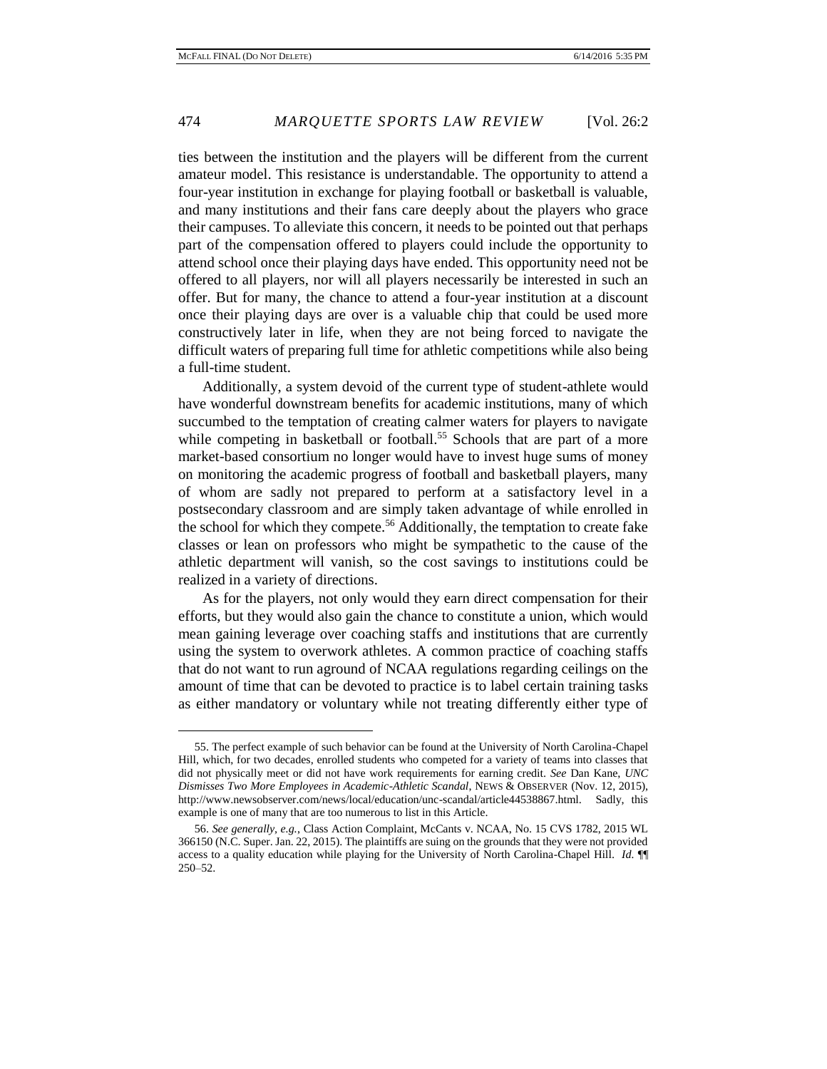ties between the institution and the players will be different from the current amateur model. This resistance is understandable. The opportunity to attend a four-year institution in exchange for playing football or basketball is valuable, and many institutions and their fans care deeply about the players who grace their campuses. To alleviate this concern, it needs to be pointed out that perhaps part of the compensation offered to players could include the opportunity to attend school once their playing days have ended. This opportunity need not be offered to all players, nor will all players necessarily be interested in such an offer. But for many, the chance to attend a four-year institution at a discount once their playing days are over is a valuable chip that could be used more constructively later in life, when they are not being forced to navigate the difficult waters of preparing full time for athletic competitions while also being a full-time student.

Additionally, a system devoid of the current type of student-athlete would have wonderful downstream benefits for academic institutions, many of which succumbed to the temptation of creating calmer waters for players to navigate while competing in basketball or football.[55] Schools that are part of a more market-based consortium no longer would have to invest huge sums of money on monitoring the academic progress of football and basketball players, many of whom are sadly not prepared to perform at a satisfactory level in a postsecondary classroom and are simply taken advantage of while enrolled in the school for which they compete.[56] Additionally, the temptation to create fake classes or lean on professors who might be sympathetic to the cause of the athletic department will vanish, so the cost savings to institutions could be realized in a variety of directions.

As for the players, not only would they earn direct compensation for their efforts, but they would also gain the chance to constitute a union, which would mean gaining leverage over coaching staffs and institutions that are currently using the system to overwork athletes. A common practice of coaching staffs that do not want to run aground of NCAA regulations regarding ceilings on the amount of time that can be devoted to practice is to label certain training tasks as either mandatory or voluntary while not treating differently either type of

---

55. The perfect example of such behavior can be found at the University of North Carolina-Chapel Hill, which, for two decades, enrolled students who competed for a variety of teams into classes that did not physically meet or did not have work requirements for earning credit. *See* Dan Kane, *UNC Dismisses Two More Employees in Academic-Athletic Scandal*, NEWS & OBSERVER (Nov. 12, 2015), http://www.newsobserver.com/news/local/education/unc-scandal/article44538867.html. Sadly, this example is one of many that are too numerous to list in this Article.

56. *See generally, e.g.*, Class Action Complaint, McCants v. NCAA, No. 15 CVS 1782, 2015 WL 366150 (N.C. Super. Jan. 22, 2015). The plaintiffs are suing on the grounds that they were not provided access to a quality education while playing for the University of North Carolina-Chapel Hill. *Id.* ¶¶ 250–52.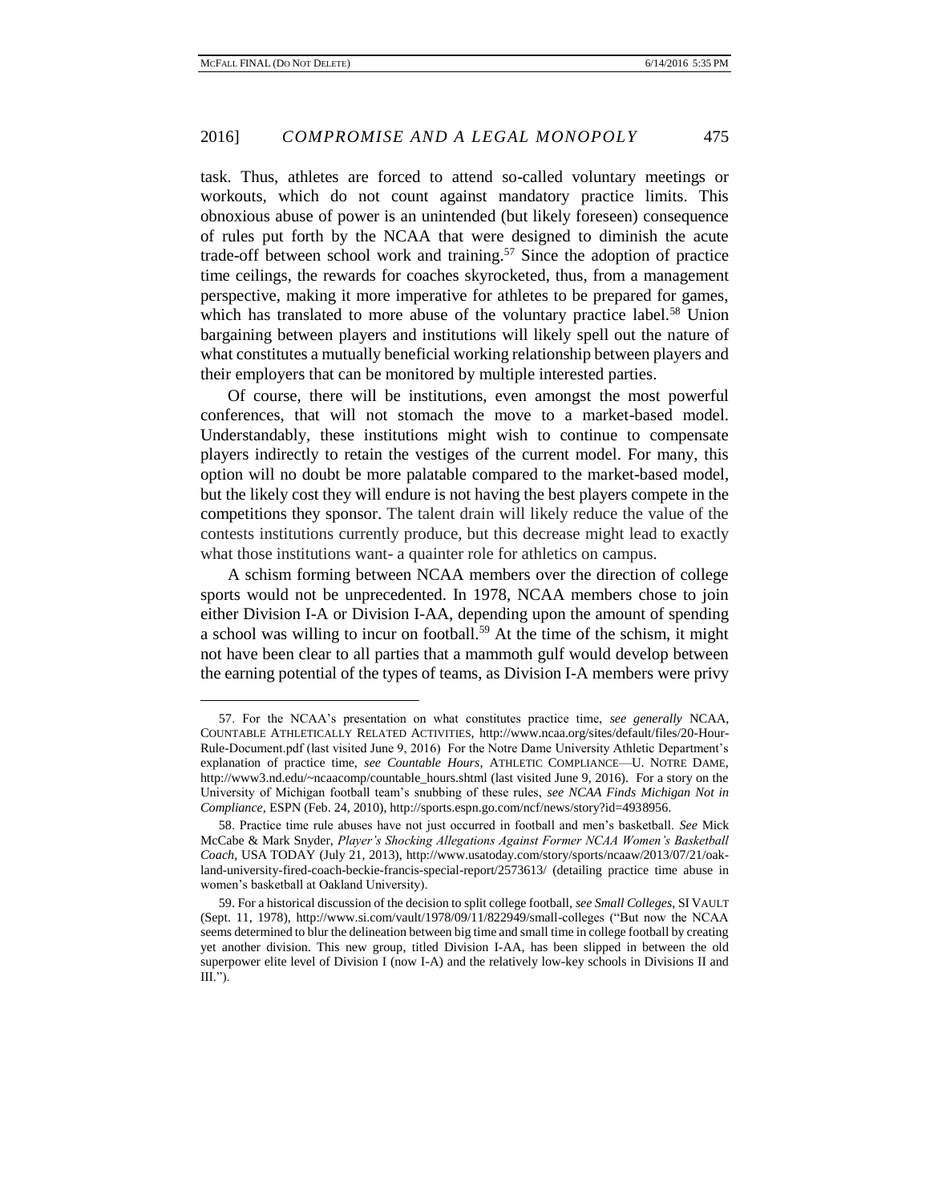task. Thus, athletes are forced to attend so-called voluntary meetings or workouts, which do not count against mandatory practice limits. This obnoxious abuse of power is an unintended (but likely foreseen) consequence of rules put forth by the NCAA that were designed to diminish the acute trade-off between school work and training.[57] Since the adoption of practice time ceilings, the rewards for coaches skyrocketed, thus, from a management perspective, making it more imperative for athletes to be prepared for games, which has translated to more abuse of the voluntary practice label.[58] Union bargaining between players and institutions will likely spell out the nature of what constitutes a mutually beneficial working relationship between players and their employers that can be monitored by multiple interested parties.

Of course, there will be institutions, even amongst the most powerful conferences, that will not stomach the move to a market-based model. Understandably, these institutions might wish to continue to compensate players indirectly to retain the vestiges of the current model. For many, this option will no doubt be more palatable compared to the market-based model, but the likely cost they will endure is not having the best players compete in the competitions they sponsor. The talent drain will likely reduce the value of the contests institutions currently produce, but this decrease might lead to exactly what those institutions want- a quainter role for athletics on campus.

A schism forming between NCAA members over the direction of college sports would not be unprecedented. In 1978, NCAA members chose to join either Division I-A or Division I-AA, depending upon the amount of spending a school was willing to incur on football.[59] At the time of the schism, it might not have been clear to all parties that a mammoth gulf would develop between the earning potential of the types of teams, as Division I-A members were privy

---

57. For the NCAA's presentation on what constitutes practice time, *see generally* NCAA, COUNTABLE ATHLETICALLY RELATED ACTIVITIES, http://www.ncaa.org/sites/default/files/20-Hour-Rule-Document.pdf (last visited June 9, 2016) For the Notre Dame University Athletic Department's explanation of practice time, *see Countable Hours*, ATHLETIC COMPLIANCE—U. NOTRE DAME, http://www3.nd.edu/~ncaacomp/countable_hours.shtml (last visited June 9, 2016). For a story on the University of Michigan football team's snubbing of these rules, *see NCAA Finds Michigan Not in Compliance*, ESPN (Feb. 24, 2010), http://sports.espn.go.com/ncf/news/story?id=4938956.

58. Practice time rule abuses have not just occurred in football and men's basketball. *See* Mick McCabe & Mark Snyder, *Player's Shocking Allegations Against Former NCAA Women's Basketball Coach*, USA TODAY (July 21, 2013), http://www.usatoday.com/story/sports/ncaaw/2013/07/21/oakland-university-fired-coach-beckie-francis-special-report/2573613/ (detailing practice time abuse in women's basketball at Oakland University).

59. For a historical discussion of the decision to split college football, *see Small Colleges*, SI VAULT (Sept. 11, 1978), http://www.si.com/vault/1978/09/11/822949/small-colleges ("But now the NCAA seems determined to blur the delineation between big time and small time in college football by creating yet another division. This new group, titled Division I-AA, has been slipped in between the old superpower elite level of Division I (now I-A) and the relatively low-key schools in Divisions II and III.").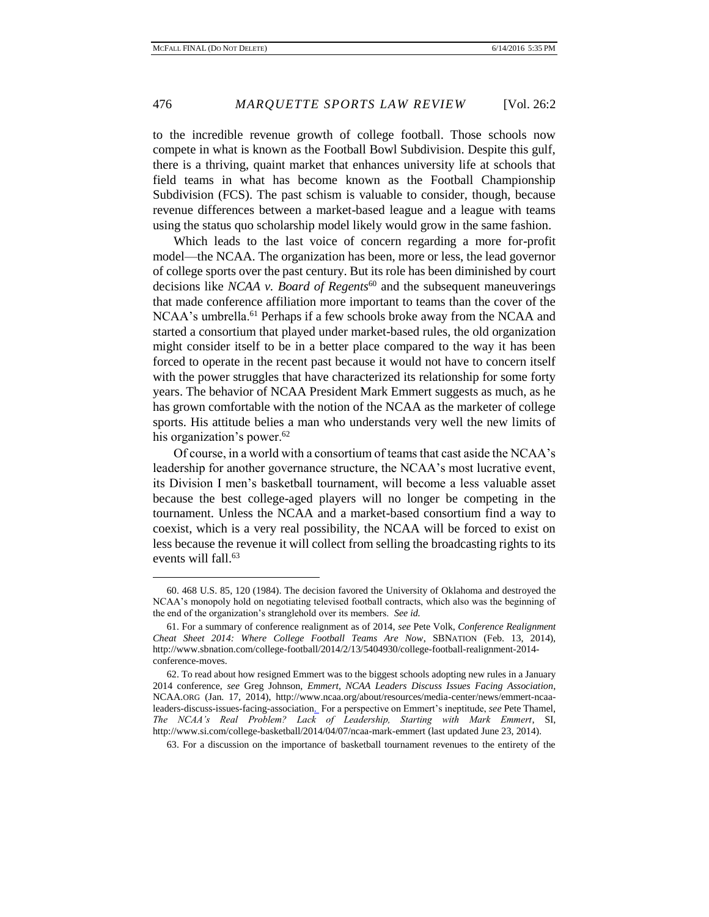to the incredible revenue growth of college football. Those schools now compete in what is known as the Football Bowl Subdivision. Despite this gulf, there is a thriving, quaint market that enhances university life at schools that field teams in what has become known as the Football Championship Subdivision (FCS). The past schism is valuable to consider, though, because revenue differences between a market-based league and a league with teams using the status quo scholarship model likely would grow in the same fashion.

Which leads to the last voice of concern regarding a more for-profit model—the NCAA. The organization has been, more or less, the lead governor of college sports over the past century. But its role has been diminished by court decisions like *NCAA v. Board of Regents*[60] and the subsequent maneuverings that made conference affiliation more important to teams than the cover of the NCAA's umbrella.[61] Perhaps if a few schools broke away from the NCAA and started a consortium that played under market-based rules, the old organization might consider itself to be in a better place compared to the way it has been forced to operate in the recent past because it would not have to concern itself with the power struggles that have characterized its relationship for some forty years. The behavior of NCAA President Mark Emmert suggests as much, as he has grown comfortable with the notion of the NCAA as the marketer of college sports. His attitude belies a man who understands very well the new limits of his organization's power.[62]

Of course, in a world with a consortium of teams that cast aside the NCAA's leadership for another governance structure, the NCAA's most lucrative event, its Division I men's basketball tournament, will become a less valuable asset because the best college-aged players will no longer be competing in the tournament. Unless the NCAA and a market-based consortium find a way to coexist, which is a very real possibility, the NCAA will be forced to exist on less because the revenue it will collect from selling the broadcasting rights to its events will fall.[63]

---

60. 468 U.S. 85, 120 (1984). The decision favored the University of Oklahoma and destroyed the NCAA's monopoly hold on negotiating televised football contracts, which also was the beginning of the end of the organization's stranglehold over its members. *See id.*

61. For a summary of conference realignment as of 2014, *see* Pete Volk, *Conference Realignment Cheat Sheet 2014: Where College Football Teams Are Now*, SBNATION (Feb. 13, 2014), http://www.sbnation.com/college-football/2014/2/13/5404930/college-football-realignment-2014-conference-moves.

62. To read about how resigned Emmert was to the biggest schools adopting new rules in a January 2014 conference, *see* Greg Johnson, *Emmert, NCAA Leaders Discuss Issues Facing Association*, NCAA.ORG (Jan. 17, 2014), http://www.ncaa.org/about/resources/media-center/news/emmert-ncaa-leaders-discuss-issues-facing-association. For a perspective on Emmert's ineptitude, *see* Pete Thamel, *The NCAA's Real Problem? Lack of Leadership, Starting with Mark Emmert*, SI, http://www.si.com/college-basketball/2014/04/07/ncaa-mark-emmert (last updated June 23, 2014).

63. For a discussion on the importance of basketball tournament revenues to the entirety of the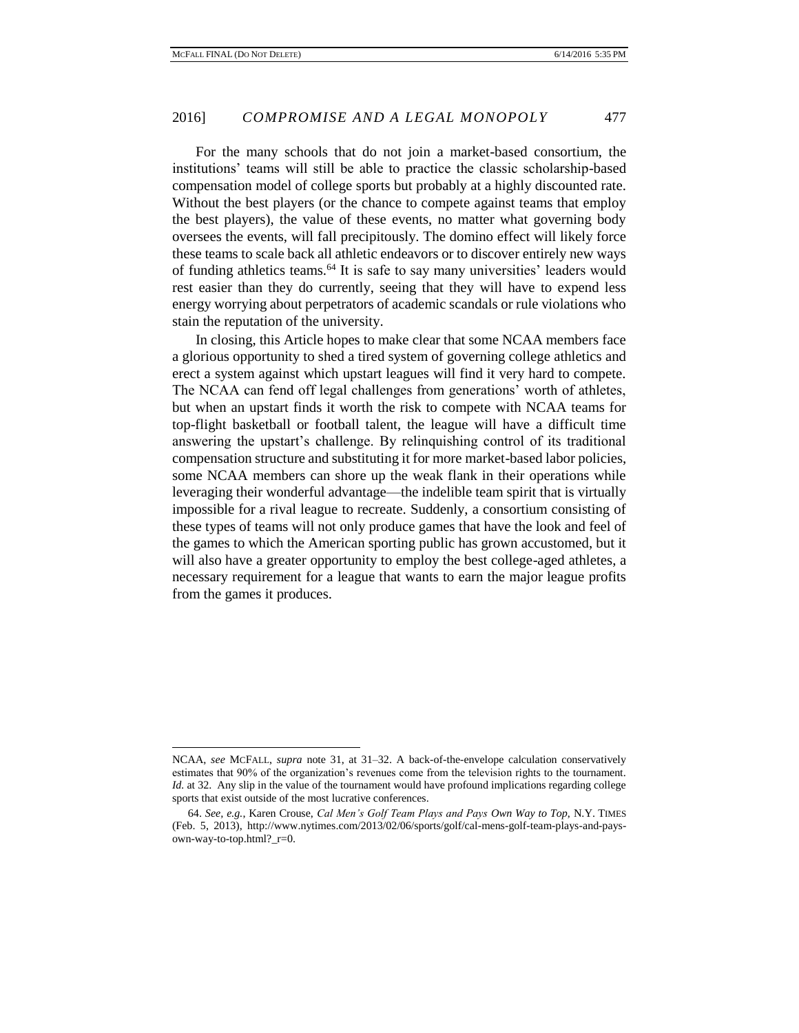For the many schools that do not join a market-based consortium, the institutions' teams will still be able to practice the classic scholarship-based compensation model of college sports but probably at a highly discounted rate. Without the best players (or the chance to compete against teams that employ the best players), the value of these events, no matter what governing body oversees the events, will fall precipitously. The domino effect will likely force these teams to scale back all athletic endeavors or to discover entirely new ways of funding athletics teams.[64] It is safe to say many universities' leaders would rest easier than they do currently, seeing that they will have to expend less energy worrying about perpetrators of academic scandals or rule violations who stain the reputation of the university.

In closing, this Article hopes to make clear that some NCAA members face a glorious opportunity to shed a tired system of governing college athletics and erect a system against which upstart leagues will find it very hard to compete. The NCAA can fend off legal challenges from generations' worth of athletes, but when an upstart finds it worth the risk to compete with NCAA teams for top-flight basketball or football talent, the league will have a difficult time answering the upstart's challenge. By relinquishing control of its traditional compensation structure and substituting it for more market-based labor policies, some NCAA members can shore up the weak flank in their operations while leveraging their wonderful advantage—the indelible team spirit that is virtually impossible for a rival league to recreate. Suddenly, a consortium consisting of these types of teams will not only produce games that have the look and feel of the games to which the American sporting public has grown accustomed, but it will also have a greater opportunity to employ the best college-aged athletes, a necessary requirement for a league that wants to earn the major league profits from the games it produces.

---

NCAA, *see* MCFALL, *supra* note 31, at 31–32. A back-of-the-envelope calculation conservatively estimates that 90% of the organization's revenues come from the television rights to the tournament. *Id.* at 32. Any slip in the value of the tournament would have profound implications regarding college sports that exist outside of the most lucrative conferences.

64. *See, e.g.*, Karen Crouse, *Cal Men's Golf Team Plays and Pays Own Way to Top*, N.Y. TIMES (Feb. 5, 2013), http://www.nytimes.com/2013/02/06/sports/golf/cal-mens-golf-team-plays-and-pays-own-way-to-top.html?_r=0.